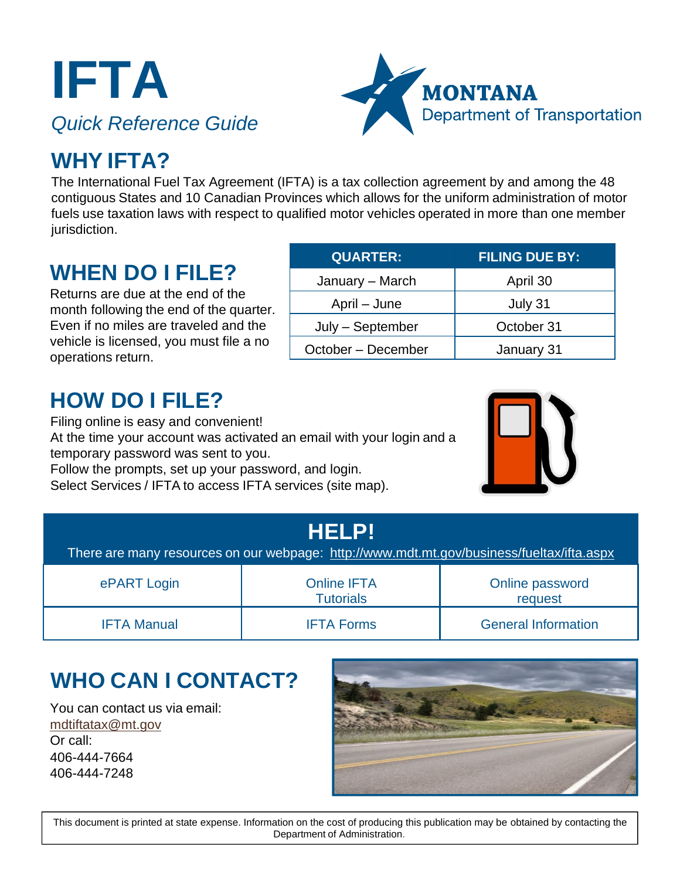# IFTA

*Quick Reference Guide*

MONTANA
Department of Transportation

## WHY IFTA?

The International Fuel Tax Agreement (IFTA) is a tax collection agreement by and among the 48 contiguous States and 10 Canadian Provinces which allows for the uniform administration of motor fuels use taxation laws with respect to qualified motor vehicles operated in more than one member jurisdiction.

## WHEN DO I FILE?

Returns are due at the end of the month following the end of the quarter. Even if no miles are traveled and the vehicle is licensed, you must file a no operations return.

| QUARTER: | FILING DUE BY: |
|---|---|
| January – March | April 30 |
| April – June | July 31 |
| July – September | October 31 |
| October – December | January 31 |

## HOW DO I FILE?

Filing online is easy and convenient!
At the time your account was activated an email with your login and a temporary password was sent to you.
Follow the prompts, set up your password, and login.
Select Services / IFTA to access IFTA services (site map).

## HELP!

There are many resources on our webpage: http://www.mdt.mt.gov/business/fueltax/ifta.aspx

| ePART Login | Online IFTA Tutorials | Online password request |
|---|---|---|
| IFTA Manual | IFTA Forms | General Information |

## WHO CAN I CONTACT?

You can contact us via email:
mdtiftatax@mt.gov
Or call:
406-444-7664
406-444-7248

This document is printed at state expense. Information on the cost of producing this publication may be obtained by contacting the Department of Administration.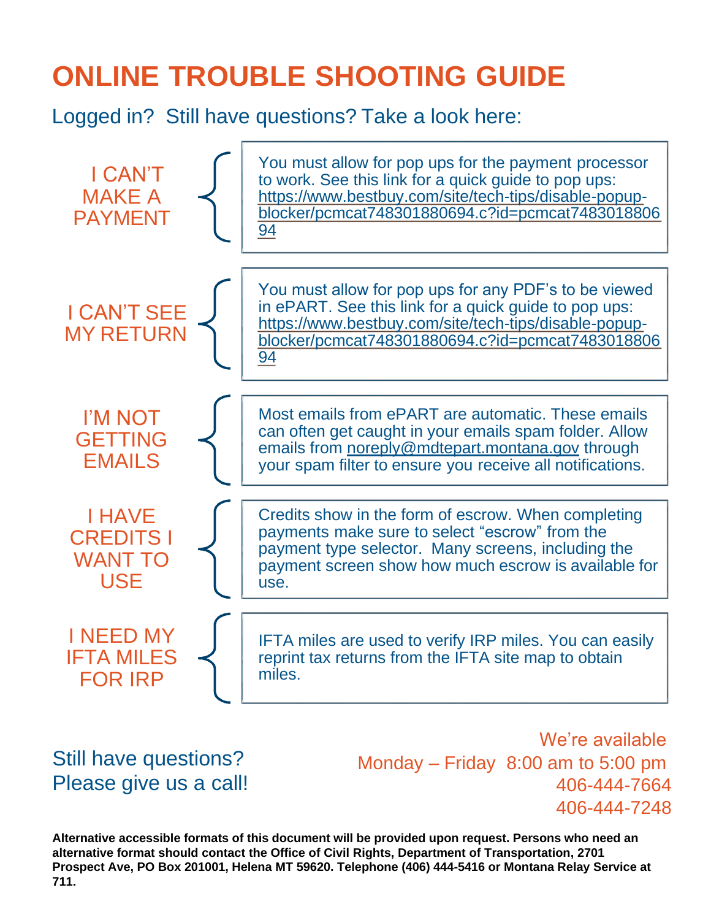# ONLINE TROUBLE SHOOTING GUIDE

## Logged in? Still have questions? Take a look here:

**I CAN'T MAKE A PAYMENT**

You must allow for pop ups for the payment processor to work. See this link for a quick guide to pop ups: https://www.bestbuy.com/site/tech-tips/disable-popup-blocker/pcmcat748301880694.c?id=pcmcat748301880694

**I CAN'T SEE MY RETURN**

You must allow for pop ups for any PDF's to be viewed in ePART. See this link for a quick guide to pop ups: https://www.bestbuy.com/site/tech-tips/disable-popup-blocker/pcmcat748301880694.c?id=pcmcat748301880694

**I'M NOT GETTING EMAILS**

Most emails from ePART are automatic. These emails can often get caught in your emails spam folder. Allow emails from noreply@mdtepart.montana.gov through your spam filter to ensure you receive all notifications.

**I HAVE CREDITS I WANT TO USE**

Credits show in the form of escrow. When completing payments make sure to select "escrow" from the payment type selector. Many screens, including the payment screen show how much escrow is available for use.

**I NEED MY IFTA MILES FOR IRP**

IFTA miles are used to verify IRP miles. You can easily reprint tax returns from the IFTA site map to obtain miles.

Still have questions?
Please give us a call!

We're available
Monday – Friday 8:00 am to 5:00 pm
406-444-7664
406-444-7248

**Alternative accessible formats of this document will be provided upon request. Persons who need an alternative format should contact the Office of Civil Rights, Department of Transportation, 2701 Prospect Ave, PO Box 201001, Helena MT 59620. Telephone (406) 444-5416 or Montana Relay Service at 711.**